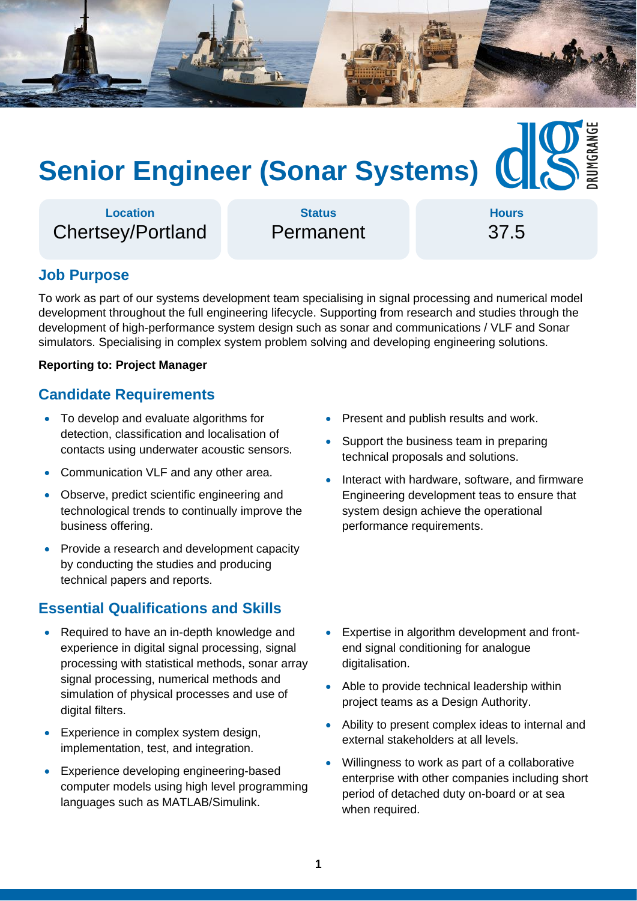# Senior Engineer (Sonar Systems)

DRUMGRANGE

| Location | Status | Hours |
| --- | --- | --- |
| Chertsey/Portland | Permanent | 37.5 |

## Job Purpose

To work as part of our systems development team specialising in signal processing and numerical model development throughout the full engineering lifecycle. Supporting from research and studies through the development of high-performance system design such as sonar and communications / VLF and Sonar simulators. Specialising in complex system problem solving and developing engineering solutions.

**Reporting to: Project Manager**

## Candidate Requirements

- To develop and evaluate algorithms for detection, classification and localisation of contacts using underwater acoustic sensors.
- Communication VLF and any other area.
- Observe, predict scientific engineering and technological trends to continually improve the business offering.
- Provide a research and development capacity by conducting the studies and producing technical papers and reports.
- Present and publish results and work.
- Support the business team in preparing technical proposals and solutions.
- Interact with hardware, software, and firmware Engineering development teas to ensure that system design achieve the operational performance requirements.

## Essential Qualifications and Skills

- Required to have an in-depth knowledge and experience in digital signal processing, signal processing with statistical methods, sonar array signal processing, numerical methods and simulation of physical processes and use of digital filters.
- Experience in complex system design, implementation, test, and integration.
- Experience developing engineering-based computer models using high level programming languages such as MATLAB/Simulink.
- Expertise in algorithm development and front-end signal conditioning for analogue digitalisation.
- Able to provide technical leadership within project teams as a Design Authority.
- Ability to present complex ideas to internal and external stakeholders at all levels.
- Willingness to work as part of a collaborative enterprise with other companies including short period of detached duty on-board or at sea when required.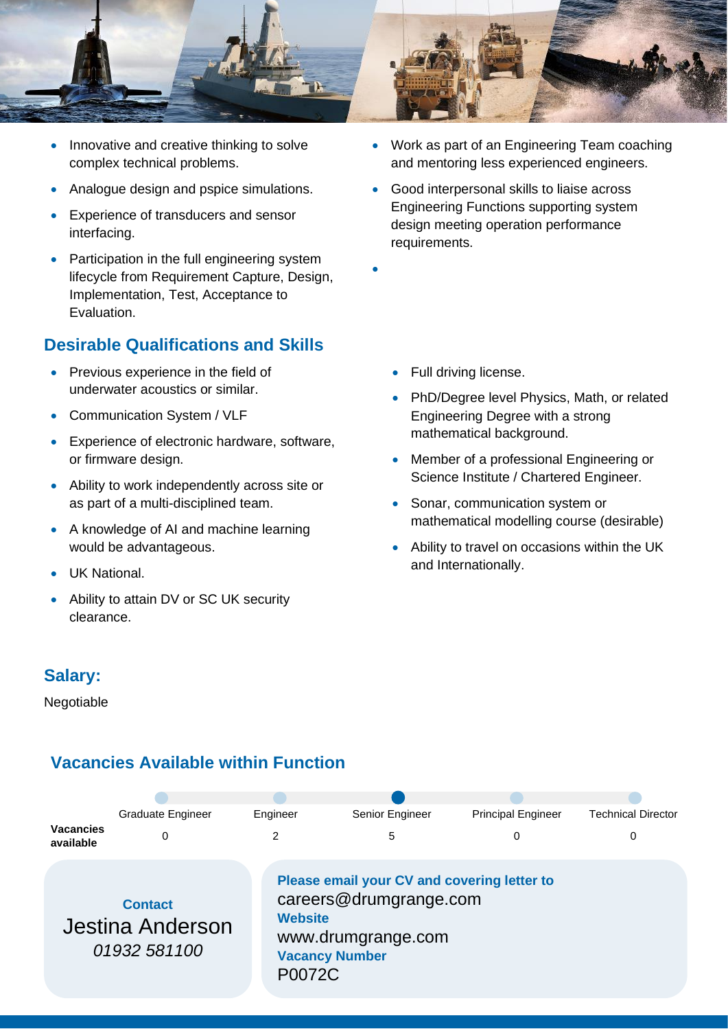- Innovative and creative thinking to solve complex technical problems.
- Analogue design and pspice simulations.
- Experience of transducers and sensor interfacing.
- Participation in the full engineering system lifecycle from Requirement Capture, Design, Implementation, Test, Acceptance to Evaluation.
- Work as part of an Engineering Team coaching and mentoring less experienced engineers.
- Good interpersonal skills to liaise across Engineering Functions supporting system design meeting operation performance requirements.

## Desirable Qualifications and Skills

- Previous experience in the field of underwater acoustics or similar.
- Communication System / VLF
- Experience of electronic hardware, software, or firmware design.
- Ability to work independently across site or as part of a multi-disciplined team.
- A knowledge of AI and machine learning would be advantageous.
- UK National.
- Ability to attain DV or SC UK security clearance.
- Full driving license.
- PhD/Degree level Physics, Math, or related Engineering Degree with a strong mathematical background.
- Member of a professional Engineering or Science Institute / Chartered Engineer.
- Sonar, communication system or mathematical modelling course (desirable)
- Ability to travel on occasions within the UK and Internationally.

## Salary:

Negotiable

## Vacancies Available within Function

| | Graduate Engineer | Engineer | Senior Engineer | Principal Engineer | Technical Director |
|---|---|---|---|---|---|
| **Vacancies available** | 0 | 2 | 5 | 0 | 0 |

**Contact**
Jestina Anderson
*01932 581100*

**Please email your CV and covering letter to**
careers@drumgrange.com

**Website**
www.drumgrange.com

**Vacancy Number**
P0072C